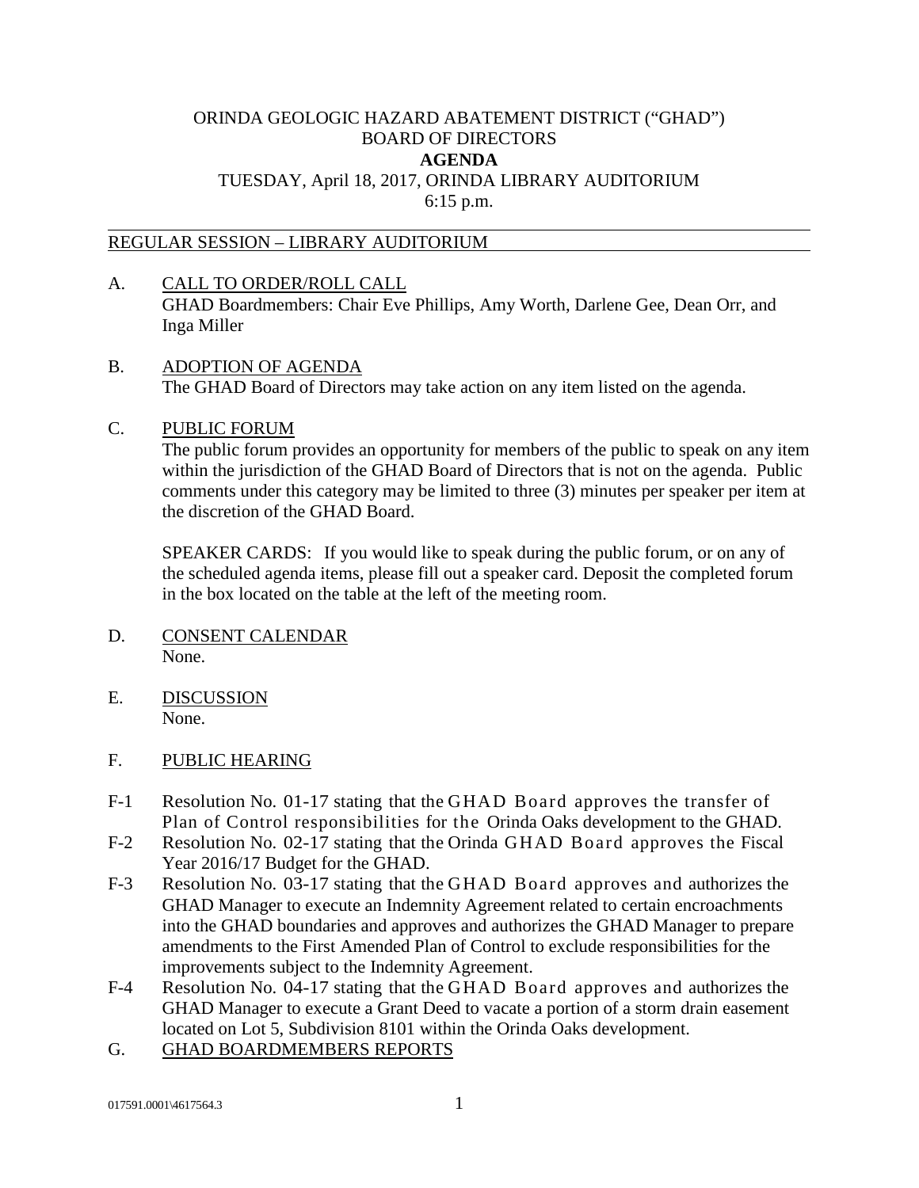# ORINDA GEOLOGIC HAZARD ABATEMENT DISTRICT ("GHAD")
## BOARD OF DIRECTORS
## AGENDA

TUESDAY, April 18, 2017, ORINDA LIBRARY AUDITORIUM
6:15 p.m.

---

REGULAR SESSION – LIBRARY AUDITORIUM

A. CALL TO ORDER/ROLL CALL
GHAD Boardmembers: Chair Eve Phillips, Amy Worth, Darlene Gee, Dean Orr, and Inga Miller

B. ADOPTION OF AGENDA
The GHAD Board of Directors may take action on any item listed on the agenda.

C. PUBLIC FORUM
The public forum provides an opportunity for members of the public to speak on any item within the jurisdiction of the GHAD Board of Directors that is not on the agenda. Public comments under this category may be limited to three (3) minutes per speaker per item at the discretion of the GHAD Board.

SPEAKER CARDS: If you would like to speak during the public forum, or on any of the scheduled agenda items, please fill out a speaker card. Deposit the completed forum in the box located on the table at the left of the meeting room.

D. CONSENT CALENDAR
None.

E. DISCUSSION
None.

F. PUBLIC HEARING

F-1 Resolution No. 01-17 stating that the GHAD Board approves the transfer of Plan of Control responsibilities for the Orinda Oaks development to the GHAD.

F-2 Resolution No. 02-17 stating that the Orinda GHAD Board approves the Fiscal Year 2016/17 Budget for the GHAD.

F-3 Resolution No. 03-17 stating that the GHAD Board approves and authorizes the GHAD Manager to execute an Indemnity Agreement related to certain encroachments into the GHAD boundaries and approves and authorizes the GHAD Manager to prepare amendments to the First Amended Plan of Control to exclude responsibilities for the improvements subject to the Indemnity Agreement.

F-4 Resolution No. 04-17 stating that the GHAD Board approves and authorizes the GHAD Manager to execute a Grant Deed to vacate a portion of a storm drain easement located on Lot 5, Subdivision 8101 within the Orinda Oaks development.

G. GHAD BOARDMEMBERS REPORTS

017591.0001\4617564.3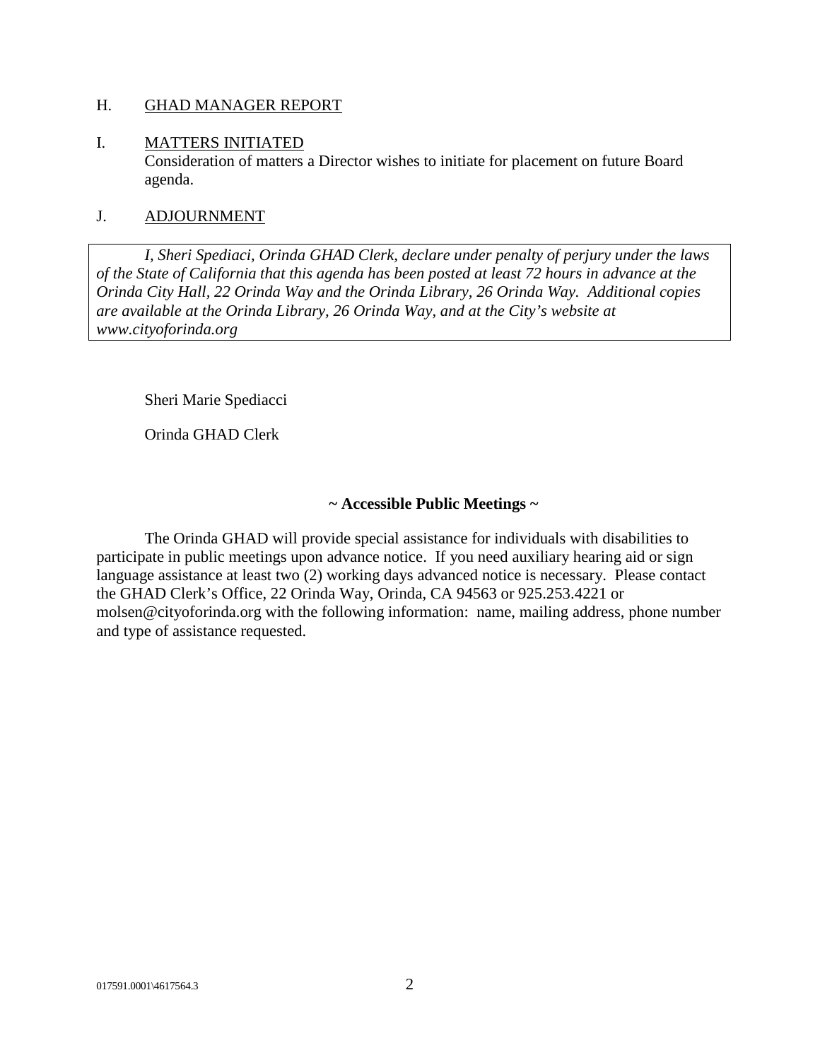H. <u>GHAD MANAGER REPORT</u>

I. <u>MATTERS INITIATED</u>
Consideration of matters a Director wishes to initiate for placement on future Board agenda.

J. <u>ADJOURNMENT</u>

*I, Sheri Spediaci, Orinda GHAD Clerk, declare under penalty of perjury under the laws of the State of California that this agenda has been posted at least 72 hours in advance at the Orinda City Hall, 22 Orinda Way and the Orinda Library, 26 Orinda Way. Additional copies are available at the Orinda Library, 26 Orinda Way, and at the City's website at www.cityoforinda.org*

Sheri Marie Spediacci

Orinda GHAD Clerk

**~ Accessible Public Meetings ~**

The Orinda GHAD will provide special assistance for individuals with disabilities to participate in public meetings upon advance notice. If you need auxiliary hearing aid or sign language assistance at least two (2) working days advanced notice is necessary. Please contact the GHAD Clerk's Office, 22 Orinda Way, Orinda, CA 94563 or 925.253.4221 or molsen@cityoforinda.org with the following information: name, mailing address, phone number and type of assistance requested.

017591.0001\4617564.3